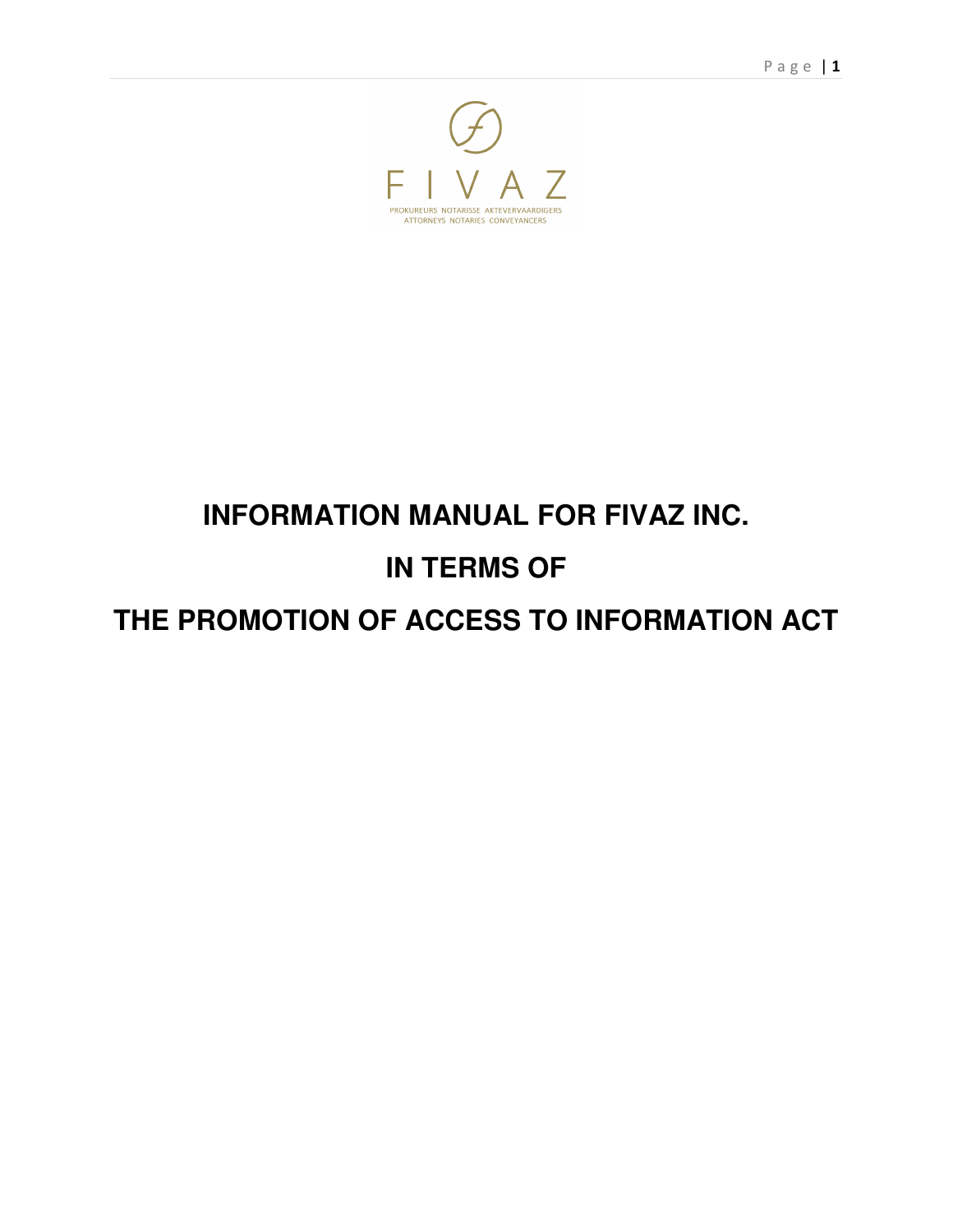FIVAZ

PROKUREURS NOTARISSE AKTEVERVAARDIGERS
ATTORNEYS NOTARIES CONVEYANCERS

# INFORMATION MANUAL FOR FIVAZ INC.

# IN TERMS OF

# THE PROMOTION OF ACCESS TO INFORMATION ACT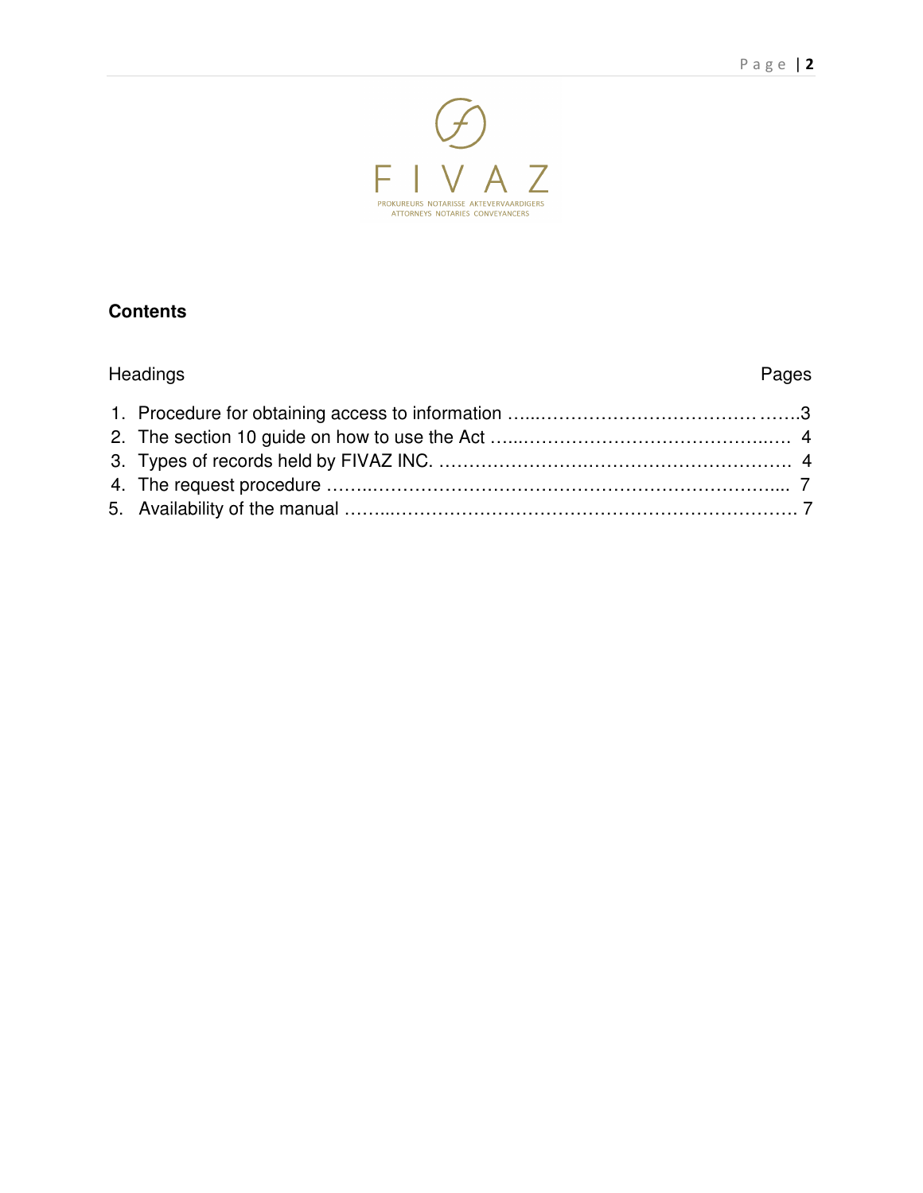FIVAZ

PROKUREURS NOTARISSE AKTEVERVAARDIGERS
ATTORNEYS NOTARIES CONVEYANCERS

## Contents

| Headings | Pages |
| --- | --- |
| 1. Procedure for obtaining access to information | 3 |
| 2. The section 10 guide on how to use the Act | 4 |
| 3. Types of records held by FIVAZ INC. | 4 |
| 4. The request procedure | 7 |
| 5. Availability of the manual | 7 |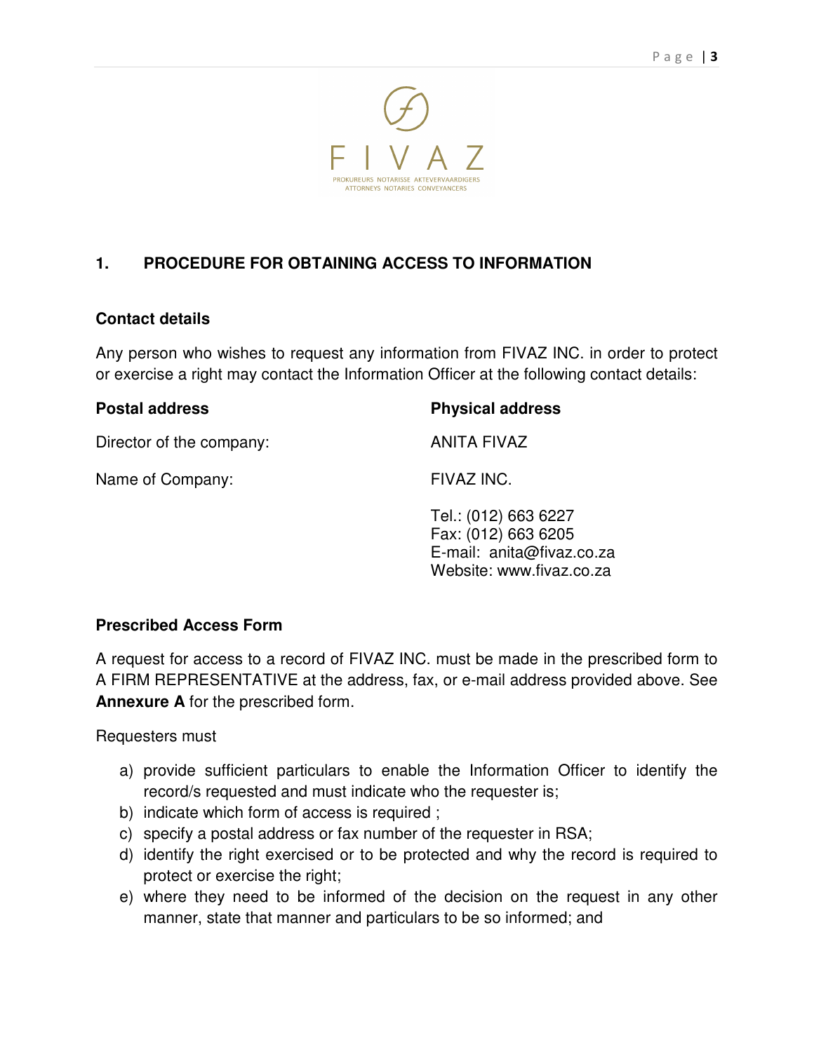## 1. PROCEDURE FOR OBTAINING ACCESS TO INFORMATION

**Contact details**

Any person who wishes to request any information from FIVAZ INC. in order to protect or exercise a right may contact the Information Officer at the following contact details:

| **Postal address** | **Physical address** |
| --- | --- |
| Director of the company: | ANITA FIVAZ |
| Name of Company: | FIVAZ INC. |
| | Tel.: (012) 663 6227<br>Fax: (012) 663 6205<br>E-mail: anita@fivaz.co.za<br>Website: www.fivaz.co.za |

**Prescribed Access Form**

A request for access to a record of FIVAZ INC. must be made in the prescribed form to A FIRM REPRESENTATIVE at the address, fax, or e-mail address provided above. See **Annexure A** for the prescribed form.

Requesters must

a) provide sufficient particulars to enable the Information Officer to identify the record/s requested and must indicate who the requester is;
b) indicate which form of access is required ;
c) specify a postal address or fax number of the requester in RSA;
d) identify the right exercised or to be protected and why the record is required to protect or exercise the right;
e) where they need to be informed of the decision on the request in any other manner, state that manner and particulars to be so informed; and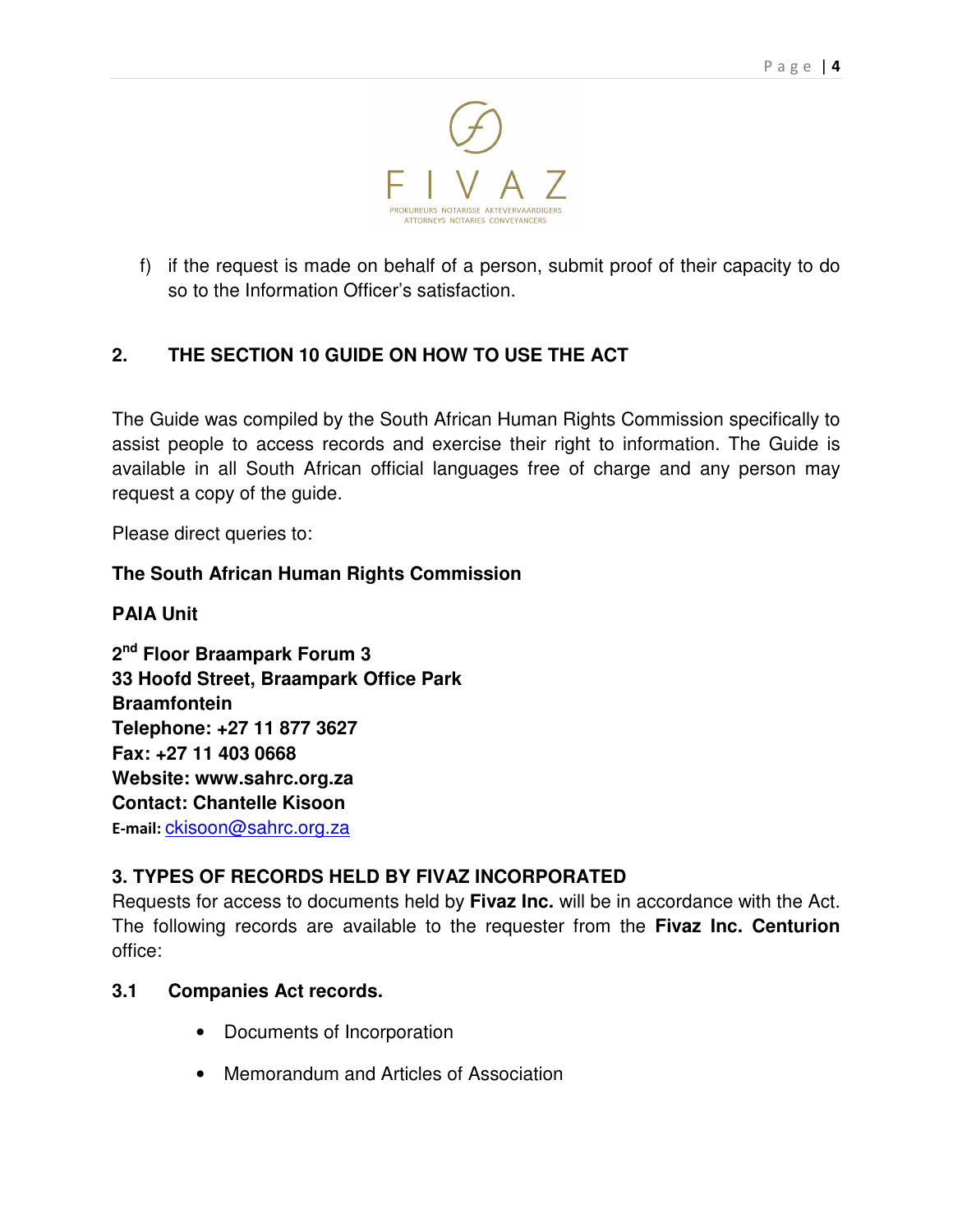f) if the request is made on behalf of a person, submit proof of their capacity to do so to the Information Officer's satisfaction.

## 2. THE SECTION 10 GUIDE ON HOW TO USE THE ACT

The Guide was compiled by the South African Human Rights Commission specifically to assist people to access records and exercise their right to information. The Guide is available in all South African official languages free of charge and any person may request a copy of the guide.

Please direct queries to:

**The South African Human Rights Commission**

**PAIA Unit**

**2nd Floor Braampark Forum 3**
**33 Hoofd Street, Braampark Office Park**
**Braamfontein**
**Telephone: +27 11 877 3627**
**Fax: +27 11 403 0668**
**Website: www.sahrc.org.za**
**Contact: Chantelle Kisoon**
**E-mail:** ckisoon@sahrc.org.za

## 3. TYPES OF RECORDS HELD BY FIVAZ INCORPORATED

Requests for access to documents held by **Fivaz Inc.** will be in accordance with the Act. The following records are available to the requester from the **Fivaz Inc. Centurion** office:

### 3.1 Companies Act records.

- Documents of Incorporation
- Memorandum and Articles of Association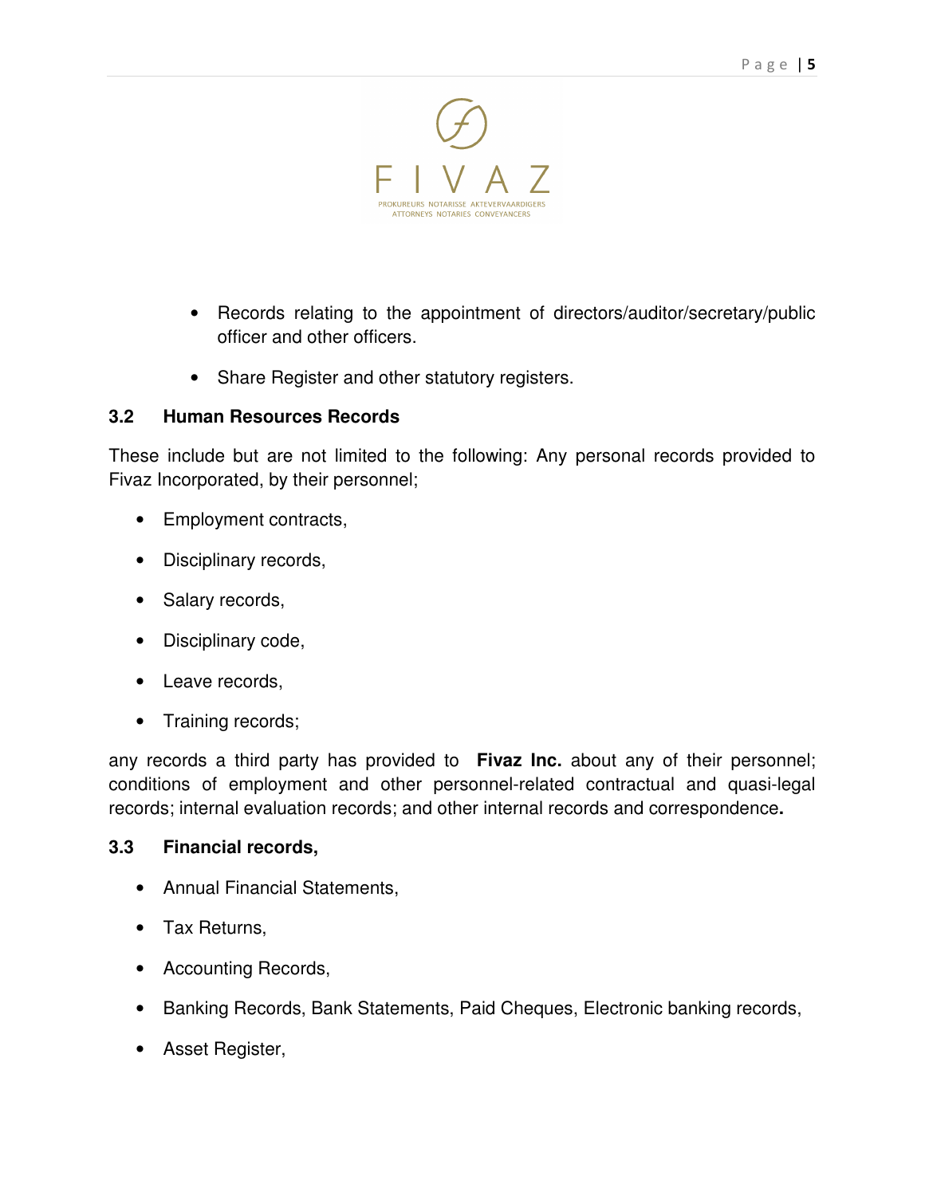- Records relating to the appointment of directors/auditor/secretary/public officer and other officers.
- Share Register and other statutory registers.

### 3.2 Human Resources Records

These include but are not limited to the following: Any personal records provided to Fivaz Incorporated, by their personnel;

- Employment contracts,
- Disciplinary records,
- Salary records,
- Disciplinary code,
- Leave records,
- Training records;

any records a third party has provided to **Fivaz Inc.** about any of their personnel; conditions of employment and other personnel-related contractual and quasi-legal records; internal evaluation records; and other internal records and correspondence**.**

### 3.3 Financial records,

- Annual Financial Statements,
- Tax Returns,
- Accounting Records,
- Banking Records, Bank Statements, Paid Cheques, Electronic banking records,
- Asset Register,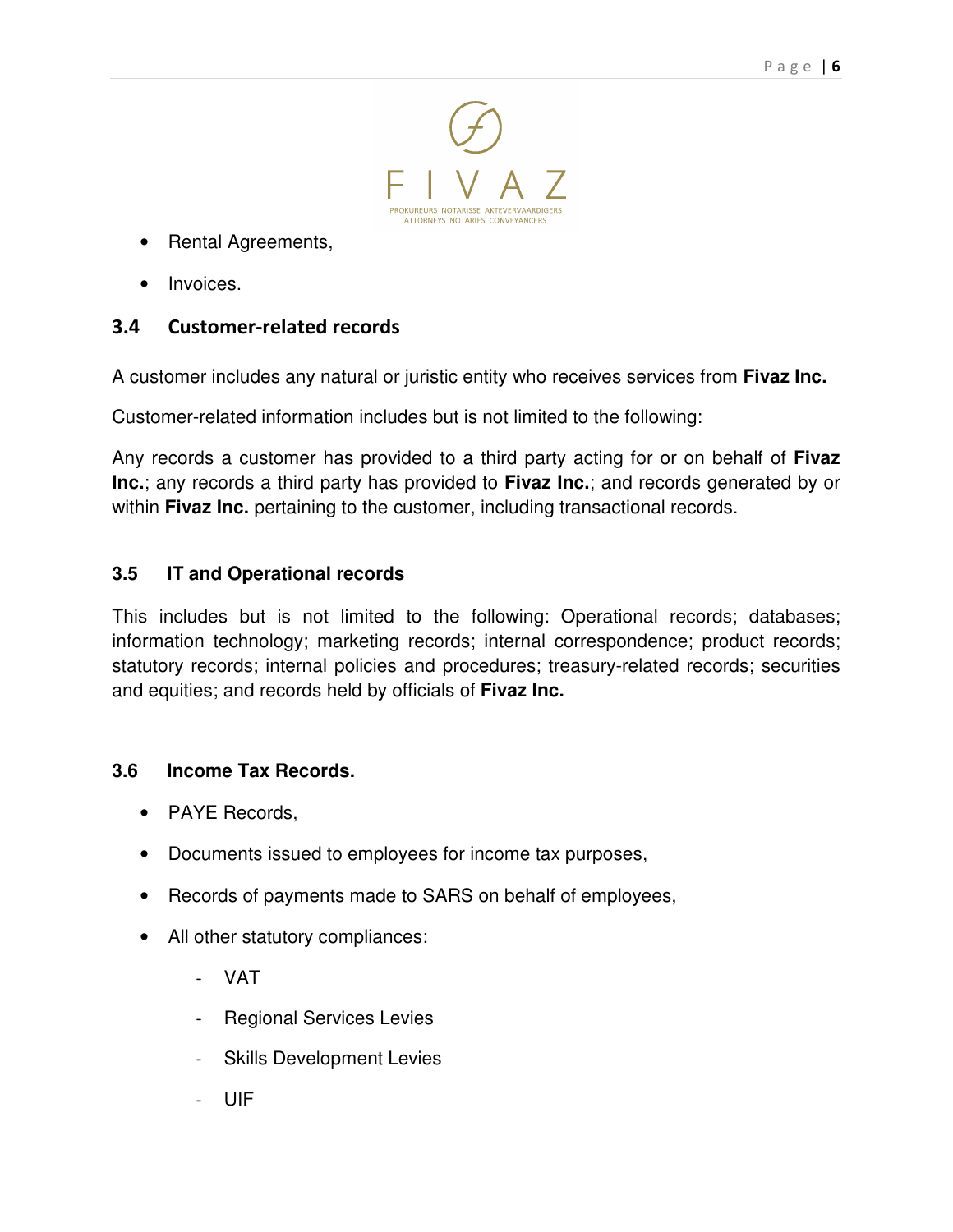- Rental Agreements,
- Invoices.

### 3.4 Customer-related records

A customer includes any natural or juristic entity who receives services from **Fivaz Inc.**

Customer-related information includes but is not limited to the following:

Any records a customer has provided to a third party acting for or on behalf of **Fivaz Inc.**; any records a third party has provided to **Fivaz Inc.**; and records generated by or within **Fivaz Inc.** pertaining to the customer, including transactional records.

### 3.5 IT and Operational records

This includes but is not limited to the following: Operational records; databases; information technology; marketing records; internal correspondence; product records; statutory records; internal policies and procedures; treasury-related records; securities and equities; and records held by officials of **Fivaz Inc.**

### 3.6 Income Tax Records.

- PAYE Records,
- Documents issued to employees for income tax purposes,
- Records of payments made to SARS on behalf of employees,
- All other statutory compliances:
  - VAT
  - Regional Services Levies
  - Skills Development Levies
  - UIF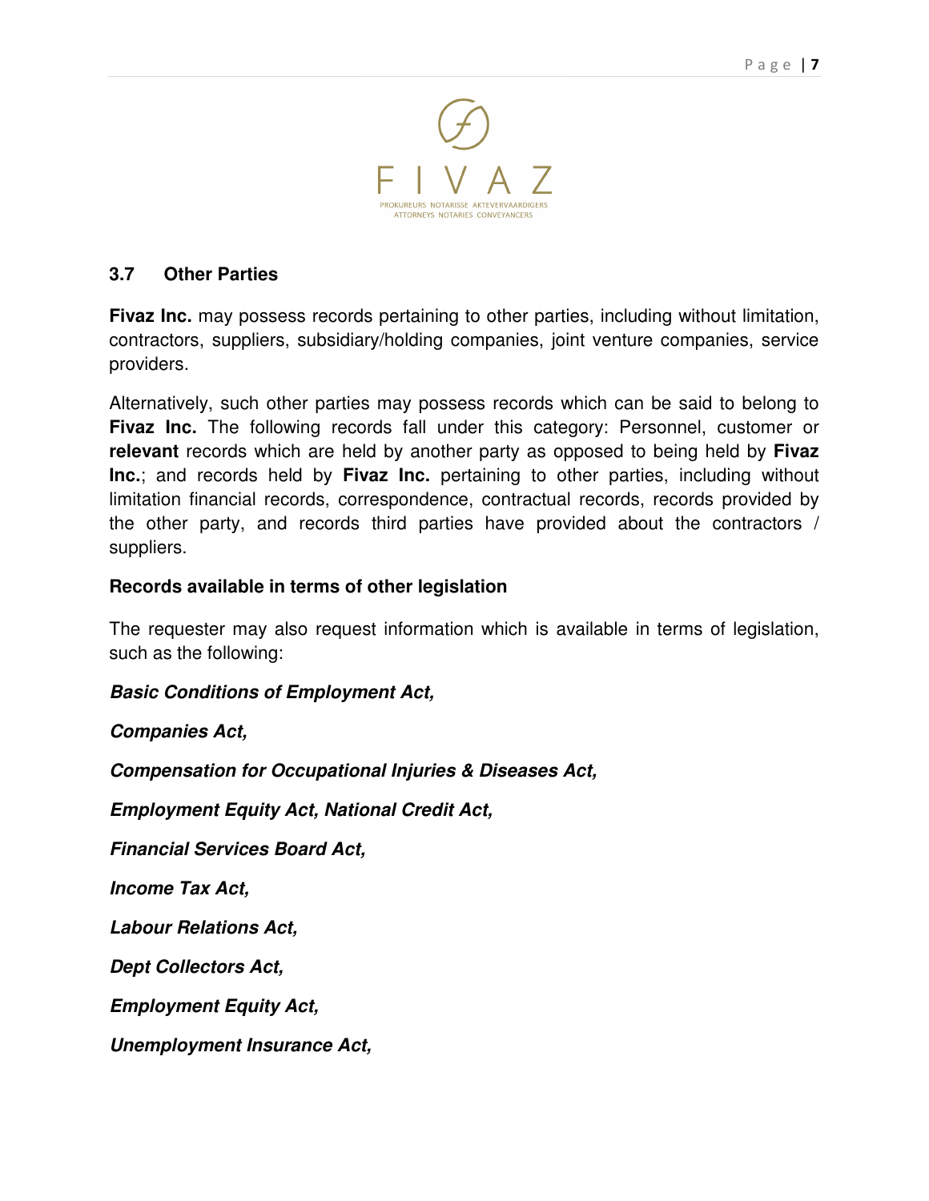### 3.7 Other Parties

**Fivaz Inc.** may possess records pertaining to other parties, including without limitation, contractors, suppliers, subsidiary/holding companies, joint venture companies, service providers.

Alternatively, such other parties may possess records which can be said to belong to **Fivaz Inc.** The following records fall under this category: Personnel, customer or **relevant** records which are held by another party as opposed to being held by **Fivaz Inc.**; and records held by **Fivaz Inc.** pertaining to other parties, including without limitation financial records, correspondence, contractual records, records provided by the other party, and records third parties have provided about the contractors / suppliers.

**Records available in terms of other legislation**

The requester may also request information which is available in terms of legislation, such as the following:

***Basic Conditions of Employment Act,***

***Companies Act,***

***Compensation for Occupational Injuries & Diseases Act,***

***Employment Equity Act, National Credit Act,***

***Financial Services Board Act,***

***Income Tax Act,***

***Labour Relations Act,***

***Dept Collectors Act,***

***Employment Equity Act,***

***Unemployment Insurance Act,***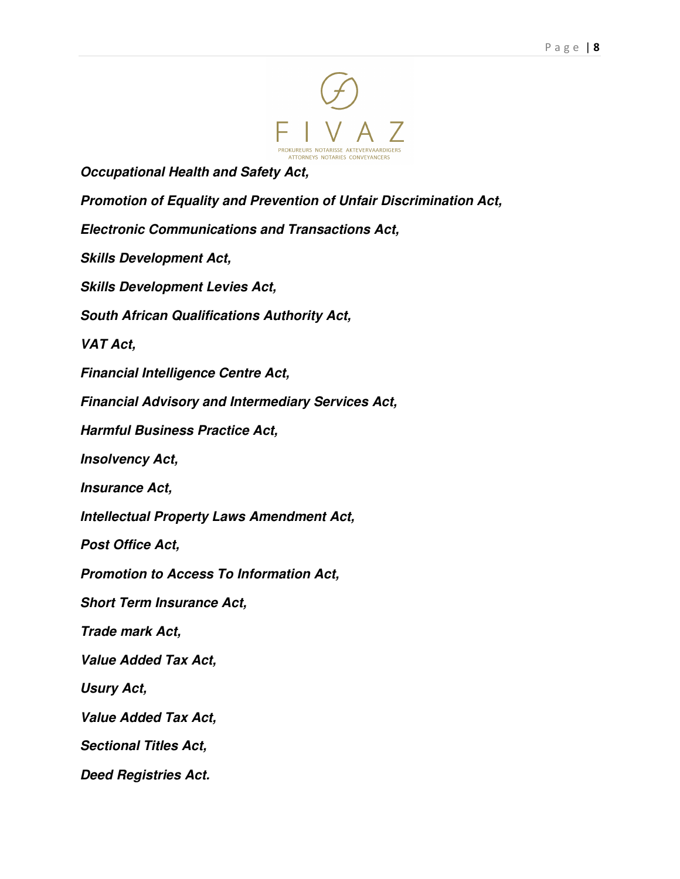***Occupational Health and Safety Act,***

***Promotion of Equality and Prevention of Unfair Discrimination Act,***

***Electronic Communications and Transactions Act,***

***Skills Development Act,***

***Skills Development Levies Act,***

***South African Qualifications Authority Act,***

***VAT Act,***

***Financial Intelligence Centre Act,***

***Financial Advisory and Intermediary Services Act,***

***Harmful Business Practice Act,***

***Insolvency Act,***

***Insurance Act,***

***Intellectual Property Laws Amendment Act,***

***Post Office Act,***

***Promotion to Access To Information Act,***

***Short Term Insurance Act,***

***Trade mark Act,***

***Value Added Tax Act,***

***Usury Act,***

***Value Added Tax Act,***

***Sectional Titles Act,***

***Deed Registries Act.***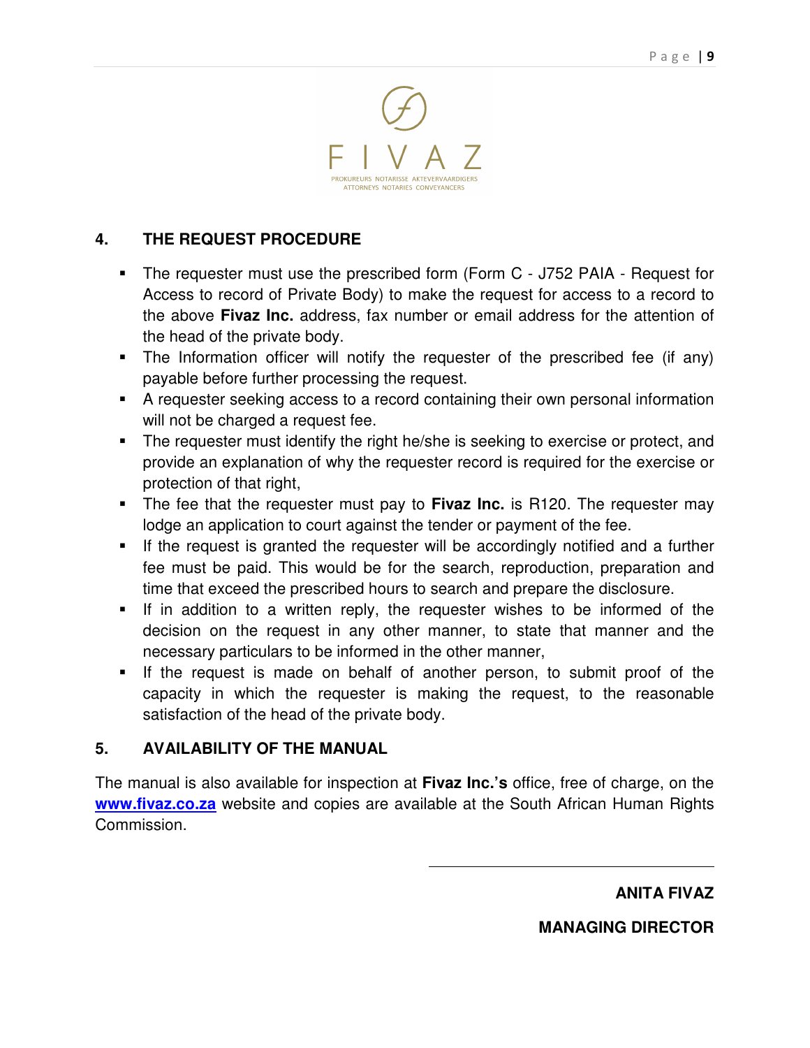## 4. THE REQUEST PROCEDURE

- The requester must use the prescribed form (Form C - J752 PAIA - Request for Access to record of Private Body) to make the request for access to a record to the above **Fivaz Inc.** address, fax number or email address for the attention of the head of the private body.
- The Information officer will notify the requester of the prescribed fee (if any) payable before further processing the request.
- A requester seeking access to a record containing their own personal information will not be charged a request fee.
- The requester must identify the right he/she is seeking to exercise or protect, and provide an explanation of why the requester record is required for the exercise or protection of that right,
- The fee that the requester must pay to **Fivaz Inc.** is R120. The requester may lodge an application to court against the tender or payment of the fee.
- If the request is granted the requester will be accordingly notified and a further fee must be paid. This would be for the search, reproduction, preparation and time that exceed the prescribed hours to search and prepare the disclosure.
- If in addition to a written reply, the requester wishes to be informed of the decision on the request in any other manner, to state that manner and the necessary particulars to be informed in the other manner,
- If the request is made on behalf of another person, to submit proof of the capacity in which the requester is making the request, to the reasonable satisfaction of the head of the private body.

## 5. AVAILABILITY OF THE MANUAL

The manual is also available for inspection at **Fivaz Inc.'s** office, free of charge, on the **www.fivaz.co.za** website and copies are available at the South African Human Rights Commission.

**ANITA FIVAZ**

**MANAGING DIRECTOR**